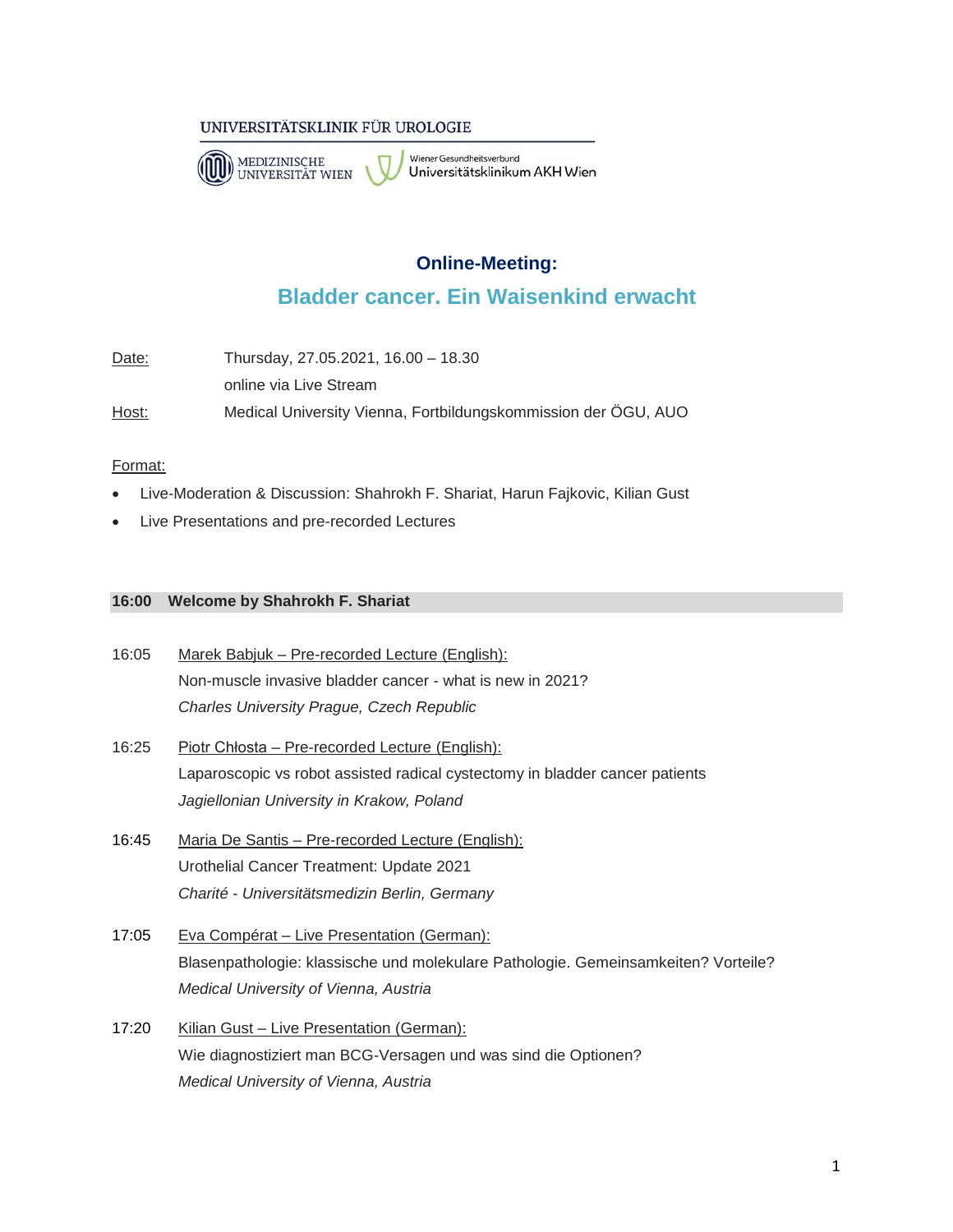UNIVERSITÄTSKLINIK FÜR UROLOGIE

MEDIZINISCHE UNIVERSITÄT WIEN

Wiener Gesundheitsverbund
Universitätsklinikum AKH Wien

## Online-Meeting:

# Bladder cancer. Ein Waisenkind erwacht

Date: Thursday, 27.05.2021, 16.00 – 18.30
online via Live Stream

Host: Medical University Vienna, Fortbildungskommission der ÖGU, AUO

Format:

- Live-Moderation & Discussion: Shahrokh F. Shariat, Harun Fajkovic, Kilian Gust
- Live Presentations and pre-recorded Lectures

**16:00 Welcome by Shahrokh F. Shariat**

16:05 Marek Babjuk – Pre-recorded Lecture (English):
Non-muscle invasive bladder cancer - what is new in 2021?
*Charles University Prague, Czech Republic*

16:25 Piotr Chłosta – Pre-recorded Lecture (English):
Laparoscopic vs robot assisted radical cystectomy in bladder cancer patients
*Jagiellonian University in Krakow, Poland*

16:45 Maria De Santis – Pre-recorded Lecture (English):
Urothelial Cancer Treatment: Update 2021
*Charité - Universitätsmedizin Berlin, Germany*

17:05 Eva Compérat – Live Presentation (German):
Blasenpathologie: klassische und molekulare Pathologie. Gemeinsamkeiten? Vorteile?
*Medical University of Vienna, Austria*

17:20 Kilian Gust – Live Presentation (German):
Wie diagnostiziert man BCG-Versagen und was sind die Optionen?
*Medical University of Vienna, Austria*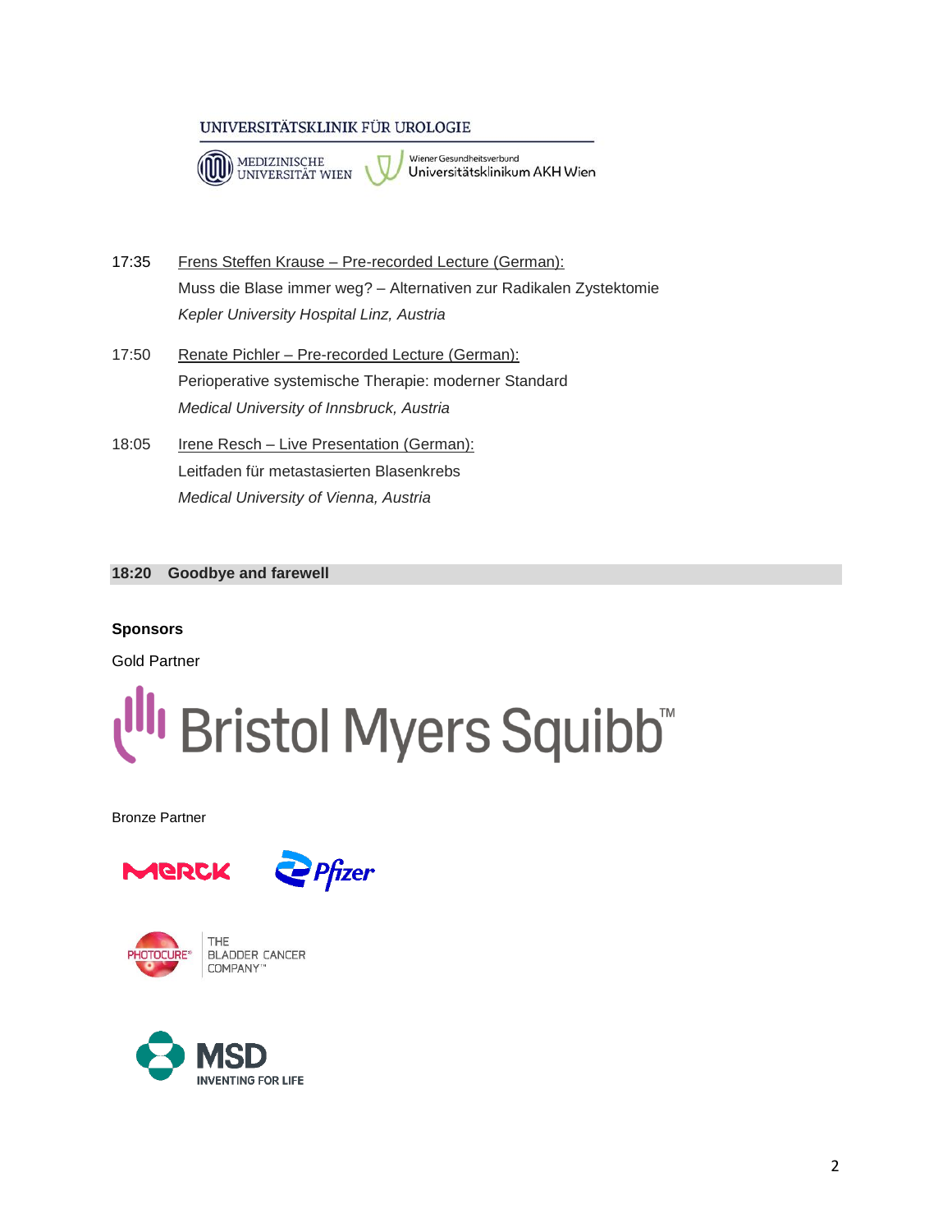UNIVERSITÄTSKLINIK FÜR UROLOGIE

MEDIZINISCHE UNIVERSITÄT WIEN

Wiener Gesundheitsverbund Universitätsklinikum AKH Wien

17:35 Frens Steffen Krause – Pre-recorded Lecture (German):
Muss die Blase immer weg? – Alternativen zur Radikalen Zystektomie
*Kepler University Hospital Linz, Austria*

17:50 Renate Pichler – Pre-recorded Lecture (German):
Perioperative systemische Therapie: moderner Standard
*Medical University of Innsbruck, Austria*

18:05 Irene Resch – Live Presentation (German):
Leitfaden für metastasierten Blasenkrebs
*Medical University of Vienna, Austria*

**18:20 Goodbye and farewell**

**Sponsors**

Gold Partner

Bristol Myers Squibb™

Bronze Partner

MERCK

Pfizer

PHOTOCURE® THE BLADDER CANCER COMPANY™

MSD INVENTING FOR LIFE